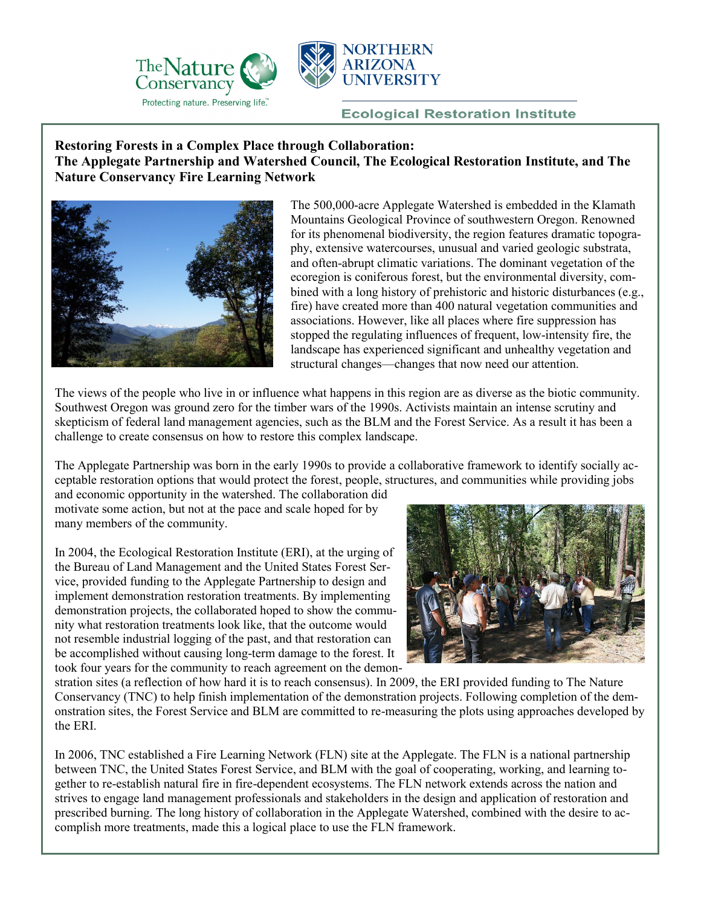The Nature Conservancy — Protecting nature. Preserving life.™

Northern Arizona University — Ecological Restoration Institute

**Restoring Forests in a Complex Place through Collaboration: The Applegate Partnership and Watershed Council, The Ecological Restoration Institute, and The Nature Conservancy Fire Learning Network**

The 500,000-acre Applegate Watershed is embedded in the Klamath Mountains Geological Province of southwestern Oregon. Renowned for its phenomenal biodiversity, the region features dramatic topography, extensive watercourses, unusual and varied geologic substrata, and often-abrupt climatic variations. The dominant vegetation of the ecoregion is coniferous forest, but the environmental diversity, combined with a long history of prehistoric and historic disturbances (e.g., fire) have created more than 400 natural vegetation communities and associations. However, like all places where fire suppression has stopped the regulating influences of frequent, low-intensity fire, the landscape has experienced significant and unhealthy vegetation and structural changes—changes that now need our attention.

The views of the people who live in or influence what happens in this region are as diverse as the biotic community. Southwest Oregon was ground zero for the timber wars of the 1990s. Activists maintain an intense scrutiny and skepticism of federal land management agencies, such as the BLM and the Forest Service. As a result it has been a challenge to create consensus on how to restore this complex landscape.

The Applegate Partnership was born in the early 1990s to provide a collaborative framework to identify socially acceptable restoration options that would protect the forest, people, structures, and communities while providing jobs and economic opportunity in the watershed. The collaboration did motivate some action, but not at the pace and scale hoped for by many members of the community.

In 2004, the Ecological Restoration Institute (ERI), at the urging of the Bureau of Land Management and the United States Forest Service, provided funding to the Applegate Partnership to design and implement demonstration restoration treatments. By implementing demonstration projects, the collaborated hoped to show the community what restoration treatments look like, that the outcome would not resemble industrial logging of the past, and that restoration can be accomplished without causing long-term damage to the forest. It took four years for the community to reach agreement on the demonstration sites (a reflection of how hard it is to reach consensus). In 2009, the ERI provided funding to The Nature Conservancy (TNC) to help finish implementation of the demonstration projects. Following completion of the demonstration sites, the Forest Service and BLM are committed to re-measuring the plots using approaches developed by the ERI.

In 2006, TNC established a Fire Learning Network (FLN) site at the Applegate. The FLN is a national partnership between TNC, the United States Forest Service, and BLM with the goal of cooperating, working, and learning together to re-establish natural fire in fire-dependent ecosystems. The FLN network extends across the nation and strives to engage land management professionals and stakeholders in the design and application of restoration and prescribed burning. The long history of collaboration in the Applegate Watershed, combined with the desire to accomplish more treatments, made this a logical place to use the FLN framework.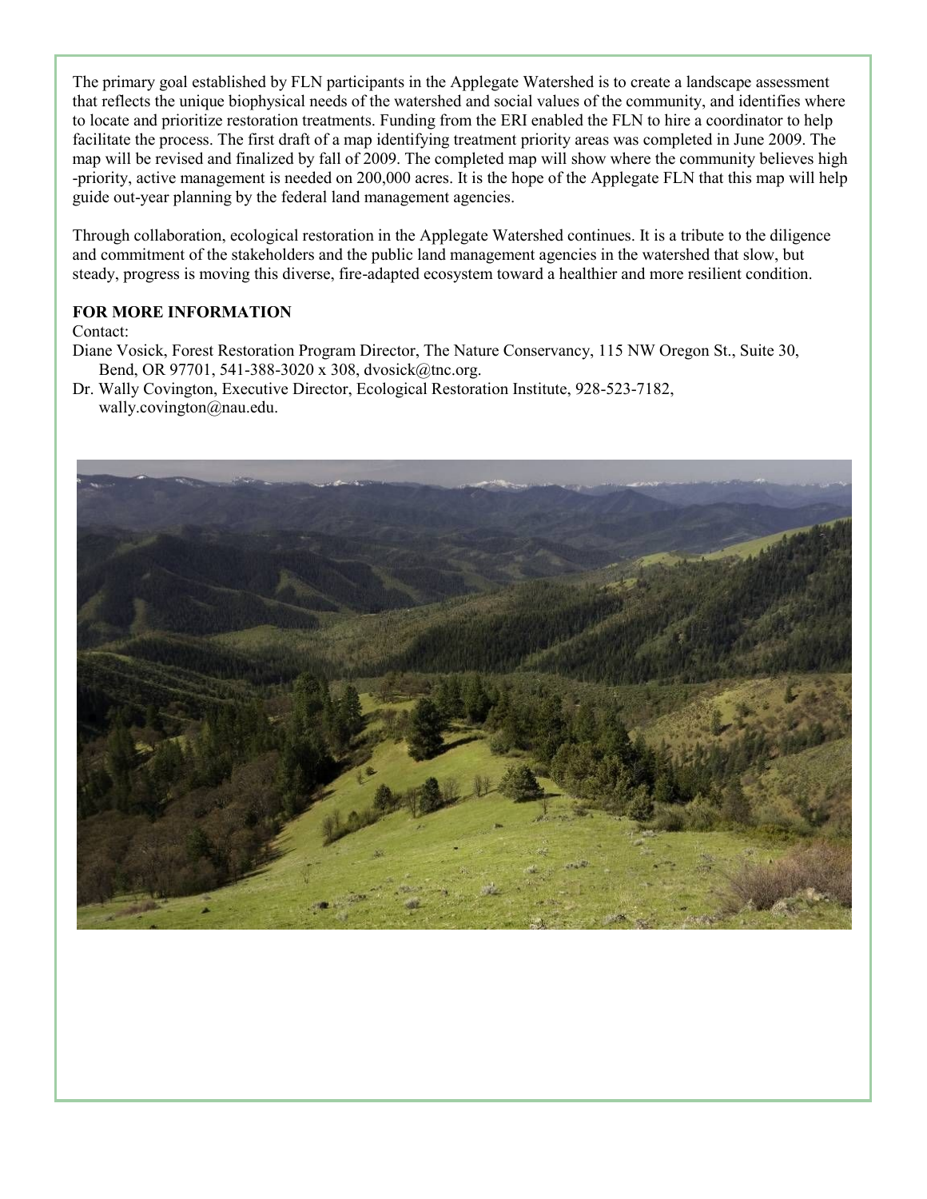The primary goal established by FLN participants in the Applegate Watershed is to create a landscape assessment that reflects the unique biophysical needs of the watershed and social values of the community, and identifies where to locate and prioritize restoration treatments. Funding from the ERI enabled the FLN to hire a coordinator to help facilitate the process. The first draft of a map identifying treatment priority areas was completed in June 2009. The map will be revised and finalized by fall of 2009. The completed map will show where the community believes high -priority, active management is needed on 200,000 acres. It is the hope of the Applegate FLN that this map will help guide out-year planning by the federal land management agencies.

Through collaboration, ecological restoration in the Applegate Watershed continues. It is a tribute to the diligence and commitment of the stakeholders and the public land management agencies in the watershed that slow, but steady, progress is moving this diverse, fire-adapted ecosystem toward a healthier and more resilient condition.

**FOR MORE INFORMATION**

Contact:

Diane Vosick, Forest Restoration Program Director, The Nature Conservancy, 115 NW Oregon St., Suite 30, Bend, OR 97701, 541-388-3020 x 308, dvosick@tnc.org.

Dr. Wally Covington, Executive Director, Ecological Restoration Institute, 928-523-7182, wally.covington@nau.edu.